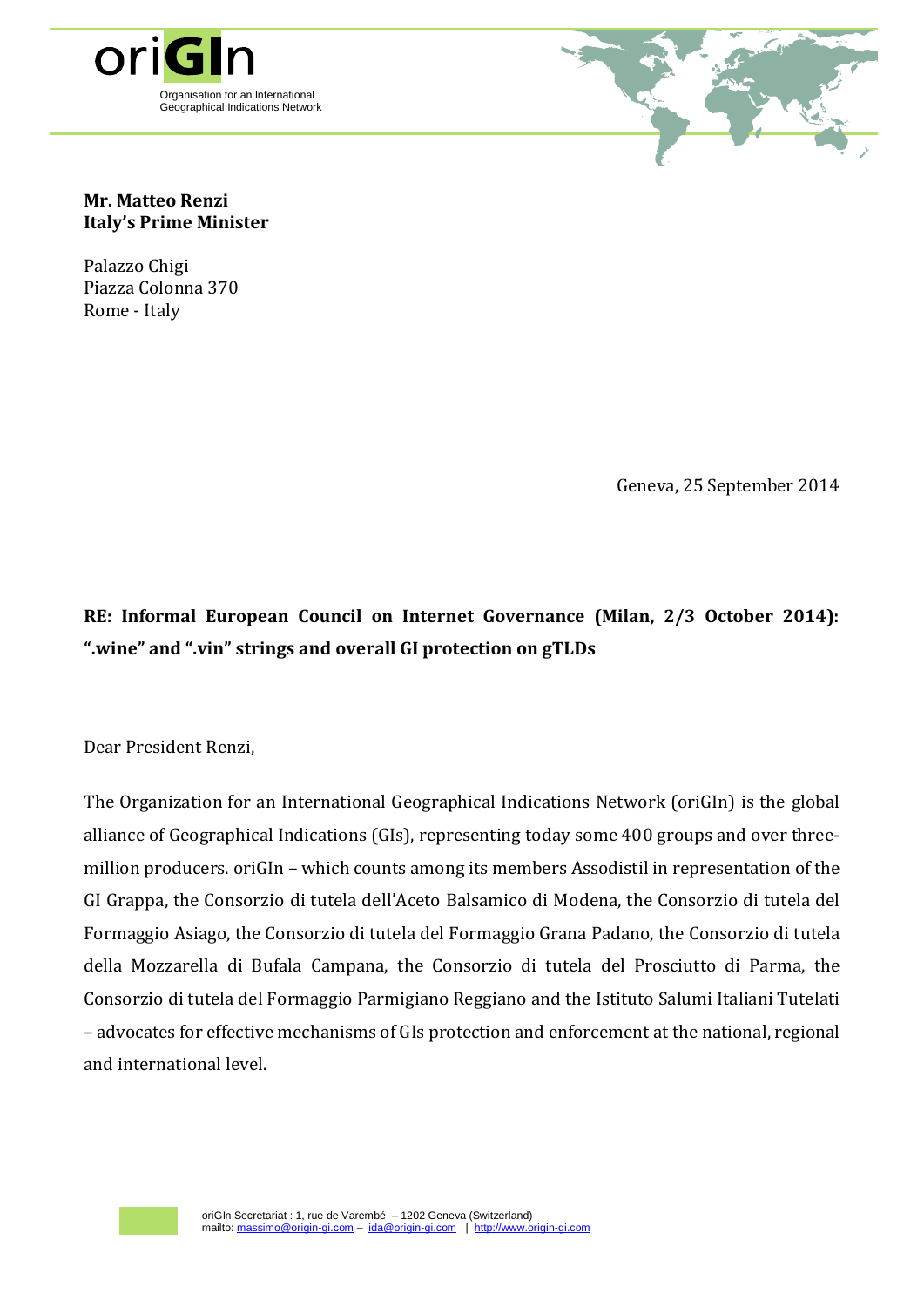oriGIn

Organisation for an International Geographical Indications Network

**Mr. Matteo Renzi**
**Italy's Prime Minister**

Palazzo Chigi
Piazza Colonna 370
Rome - Italy

Geneva, 25 September 2014

**RE: Informal European Council on Internet Governance (Milan, 2/3 October 2014): ".wine" and ".vin" strings and overall GI protection on gTLDs**

Dear President Renzi,

The Organization for an International Geographical Indications Network (oriGIn) is the global alliance of Geographical Indications (GIs), representing today some 400 groups and over three-million producers. oriGIn – which counts among its members Assodistil in representation of the GI Grappa, the Consorzio di tutela dell'Aceto Balsamico di Modena, the Consorzio di tutela del Formaggio Asiago, the Consorzio di tutela del Formaggio Grana Padano, the Consorzio di tutela della Mozzarella di Bufala Campana, the Consorzio di tutela del Prosciutto di Parma, the Consorzio di tutela del Formaggio Parmigiano Reggiano and the Istituto Salumi Italiani Tutelati – advocates for effective mechanisms of GIs protection and enforcement at the national, regional and international level.

oriGIn Secretariat : 1, rue de Varembé – 1202 Geneva (Switzerland)
mailto: massimo@origin-gi.com – ida@origin-gi.com | http://www.origin-gi.com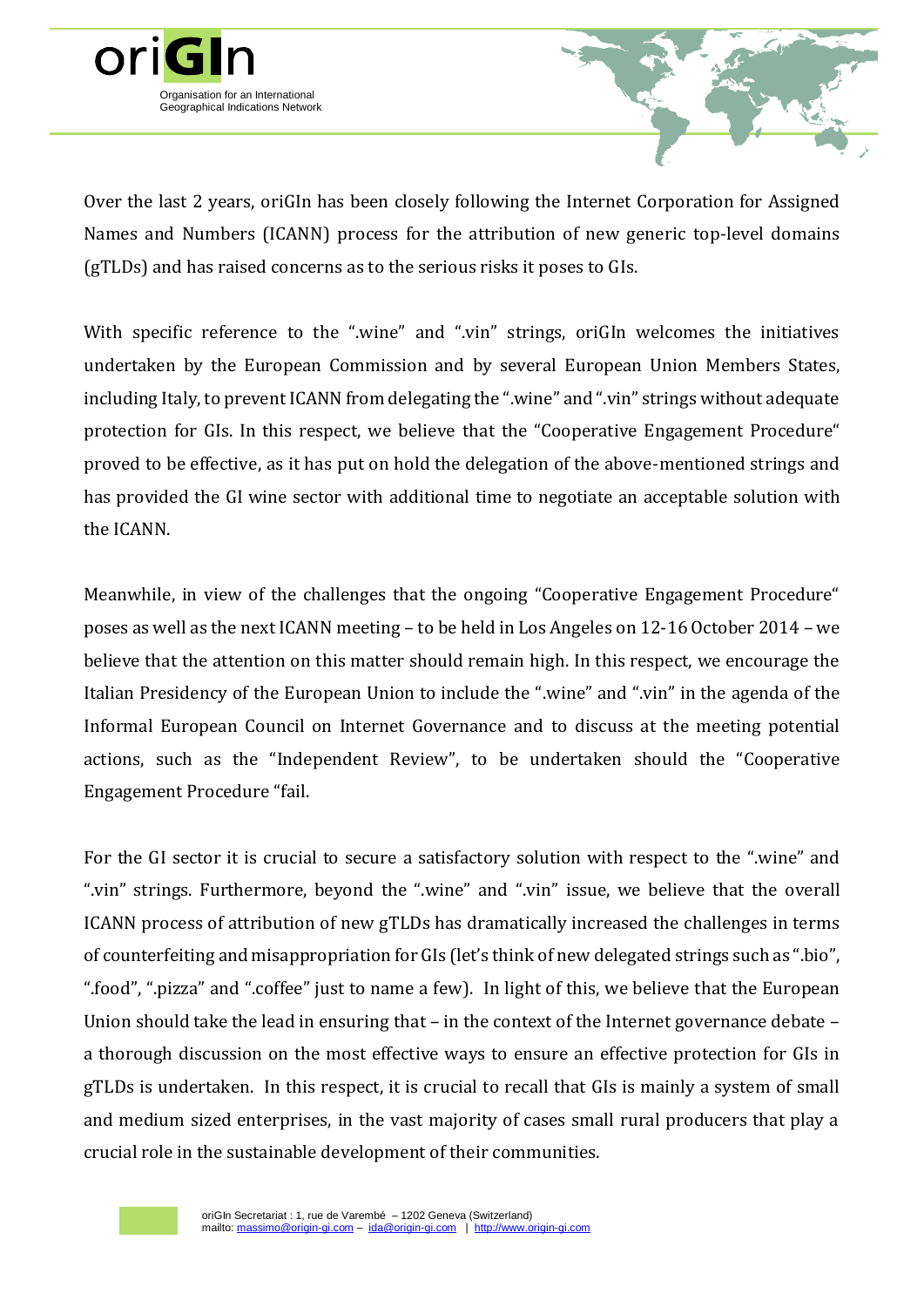Over the last 2 years, oriGIn has been closely following the Internet Corporation for Assigned Names and Numbers (ICANN) process for the attribution of new generic top-level domains (gTLDs) and has raised concerns as to the serious risks it poses to GIs.

With specific reference to the ".wine" and ".vin" strings, oriGIn welcomes the initiatives undertaken by the European Commission and by several European Union Members States, including Italy, to prevent ICANN from delegating the ".wine" and ".vin" strings without adequate protection for GIs. In this respect, we believe that the "Cooperative Engagement Procedure" proved to be effective, as it has put on hold the delegation of the above-mentioned strings and has provided the GI wine sector with additional time to negotiate an acceptable solution with the ICANN.

Meanwhile, in view of the challenges that the ongoing "Cooperative Engagement Procedure" poses as well as the next ICANN meeting – to be held in Los Angeles on 12-16 October 2014 – we believe that the attention on this matter should remain high. In this respect, we encourage the Italian Presidency of the European Union to include the ".wine" and ".vin" in the agenda of the Informal European Council on Internet Governance and to discuss at the meeting potential actions, such as the "Independent Review", to be undertaken should the "Cooperative Engagement Procedure "fail.

For the GI sector it is crucial to secure a satisfactory solution with respect to the ".wine" and ".vin" strings. Furthermore, beyond the ".wine" and ".vin" issue, we believe that the overall ICANN process of attribution of new gTLDs has dramatically increased the challenges in terms of counterfeiting and misappropriation for GIs (let's think of new delegated strings such as ".bio", ".food", ".pizza" and ".coffee" just to name a few). In light of this, we believe that the European Union should take the lead in ensuring that – in the context of the Internet governance debate – a thorough discussion on the most effective ways to ensure an effective protection for GIs in gTLDs is undertaken. In this respect, it is crucial to recall that GIs is mainly a system of small and medium sized enterprises, in the vast majority of cases small rural producers that play a crucial role in the sustainable development of their communities.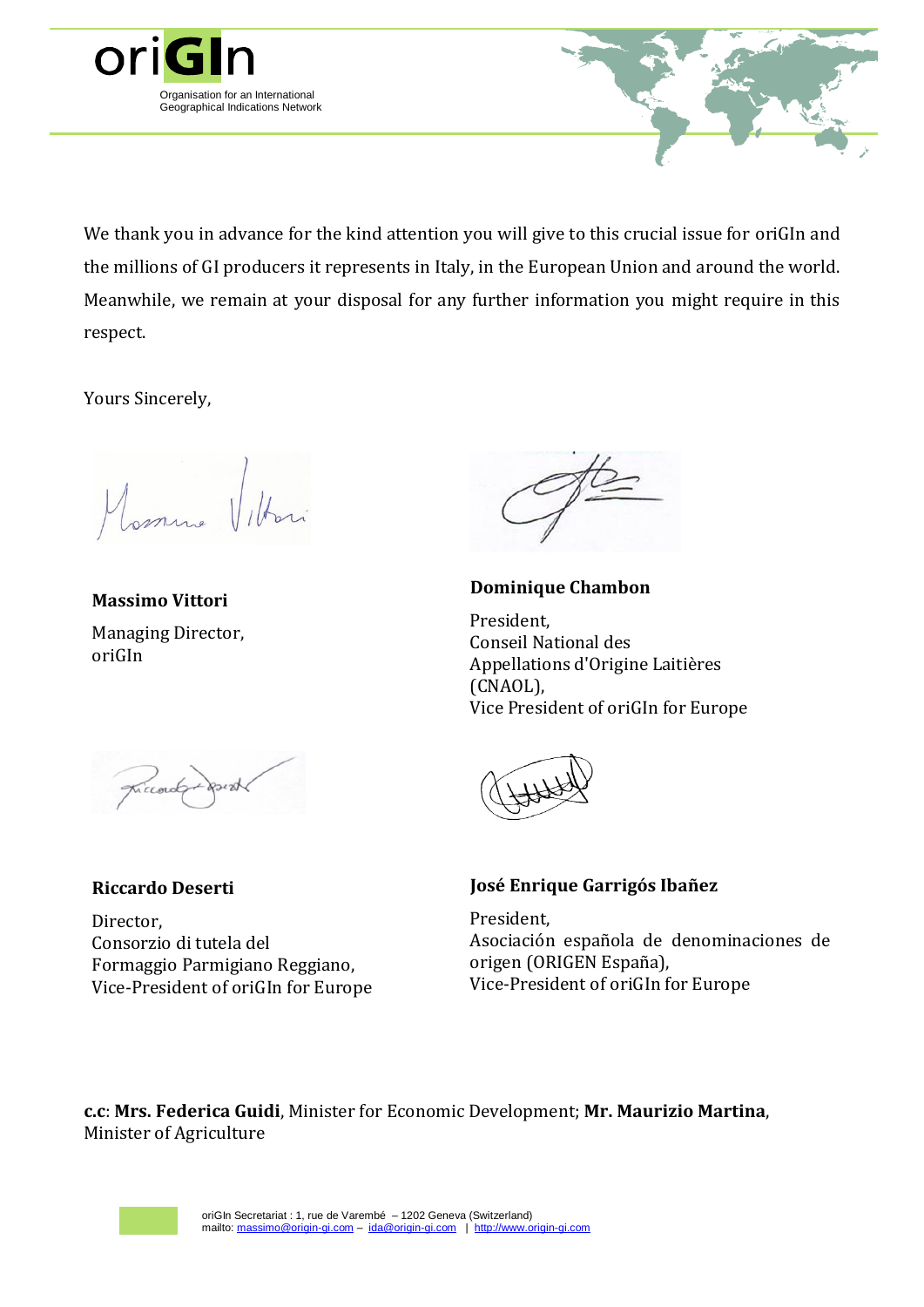We thank you in advance for the kind attention you will give to this crucial issue for oriGIn and the millions of GI producers it represents in Italy, in the European Union and around the world. Meanwhile, we remain at your disposal for any further information you might require in this respect.

Yours Sincerely,

**Massimo Vittori**

Managing Director,
oriGIn

**Dominique Chambon**

President,
Conseil National des Appellations d'Origine Laitières (CNAOL),
Vice President of oriGIn for Europe

**Riccardo Deserti**

Director,
Consorzio di tutela del Formaggio Parmigiano Reggiano,
Vice-President of oriGIn for Europe

**José Enrique Garrigós Ibañez**

President,
Asociación española de denominaciones de origen (ORIGEN España),
Vice-President of oriGIn for Europe

**c.c**: **Mrs. Federica Guidi**, Minister for Economic Development; **Mr. Maurizio Martina**, Minister of Agriculture